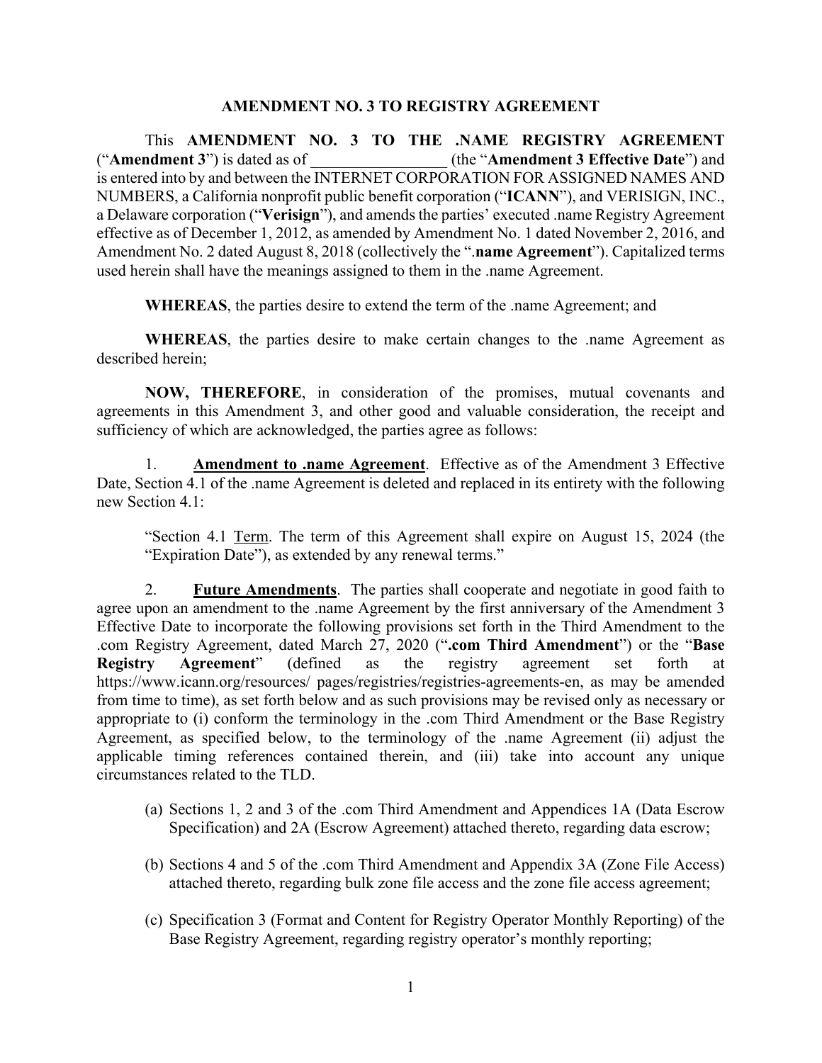# AMENDMENT NO. 3 TO REGISTRY AGREEMENT

This **AMENDMENT NO. 3 TO THE .NAME REGISTRY AGREEMENT** ("**Amendment 3**") is dated as of \_\_\_\_\_\_\_\_\_\_\_\_\_\_\_\_\_ (the "**Amendment 3 Effective Date**") and is entered into by and between the INTERNET CORPORATION FOR ASSIGNED NAMES AND NUMBERS, a California nonprofit public benefit corporation ("**ICANN**"), and VERISIGN, INC., a Delaware corporation ("**Verisign**"), and amends the parties' executed .name Registry Agreement effective as of December 1, 2012, as amended by Amendment No. 1 dated November 2, 2016, and Amendment No. 2 dated August 8, 2018 (collectively the "**.name Agreement**"). Capitalized terms used herein shall have the meanings assigned to them in the .name Agreement.

**WHEREAS**, the parties desire to extend the term of the .name Agreement; and

**WHEREAS**, the parties desire to make certain changes to the .name Agreement as described herein;

**NOW, THEREFORE**, in consideration of the promises, mutual covenants and agreements in this Amendment 3, and other good and valuable consideration, the receipt and sufficiency of which are acknowledged, the parties agree as follows:

1. **Amendment to .name Agreement**. Effective as of the Amendment 3 Effective Date, Section 4.1 of the .name Agreement is deleted and replaced in its entirety with the following new Section 4.1:

   "Section 4.1 Term. The term of this Agreement shall expire on August 15, 2024 (the "Expiration Date"), as extended by any renewal terms."

2. **Future Amendments**. The parties shall cooperate and negotiate in good faith to agree upon an amendment to the .name Agreement by the first anniversary of the Amendment 3 Effective Date to incorporate the following provisions set forth in the Third Amendment to the .com Registry Agreement, dated March 27, 2020 ("**.com Third Amendment**") or the "**Base Registry Agreement**" (defined as the registry agreement set forth at https://www.icann.org/resources/ pages/registries/registries-agreements-en, as may be amended from time to time), as set forth below and as such provisions may be revised only as necessary or appropriate to (i) conform the terminology in the .com Third Amendment or the Base Registry Agreement, as specified below, to the terminology of the .name Agreement (ii) adjust the applicable timing references contained therein, and (iii) take into account any unique circumstances related to the TLD.

   (a) Sections 1, 2 and 3 of the .com Third Amendment and Appendices 1A (Data Escrow Specification) and 2A (Escrow Agreement) attached thereto, regarding data escrow;

   (b) Sections 4 and 5 of the .com Third Amendment and Appendix 3A (Zone File Access) attached thereto, regarding bulk zone file access and the zone file access agreement;

   (c) Specification 3 (Format and Content for Registry Operator Monthly Reporting) of the Base Registry Agreement, regarding registry operator's monthly reporting;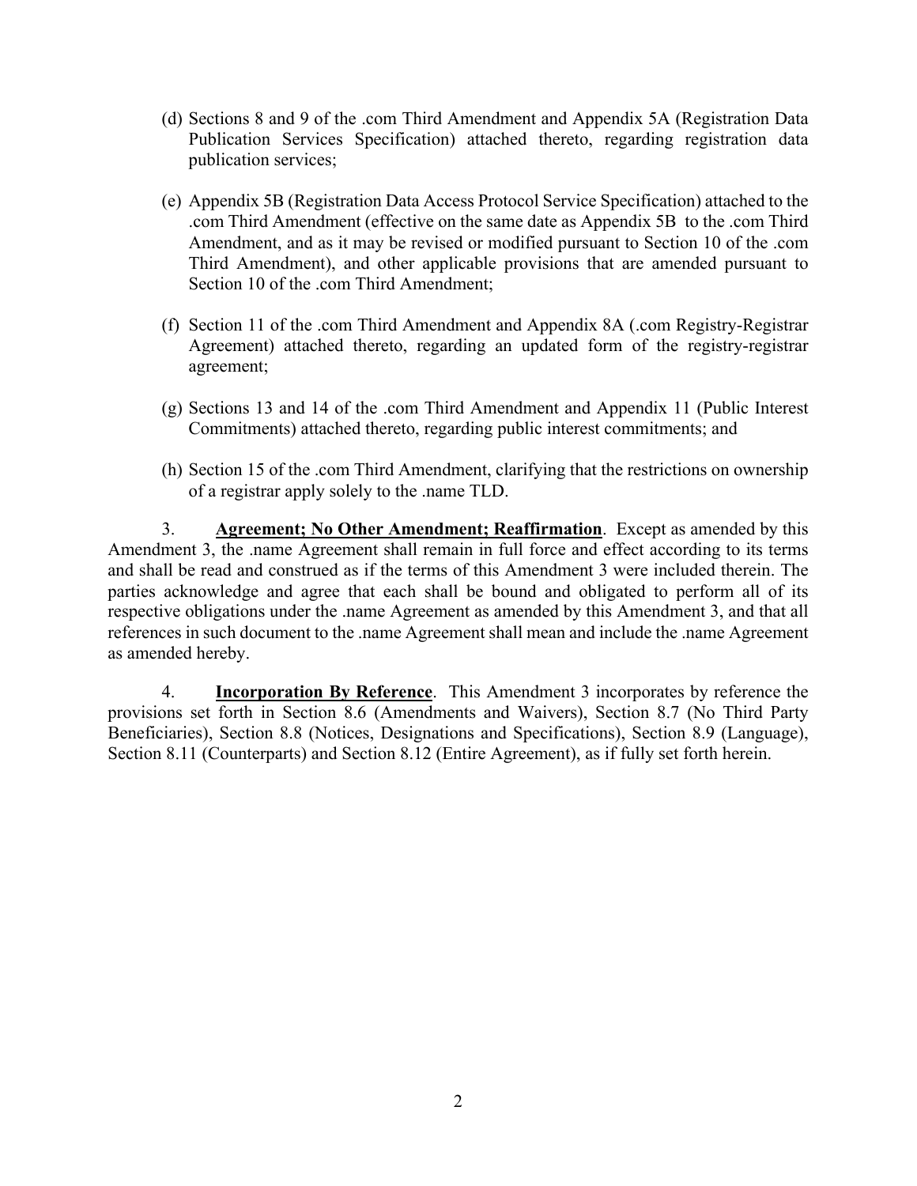(d) Sections 8 and 9 of the .com Third Amendment and Appendix 5A (Registration Data Publication Services Specification) attached thereto, regarding registration data publication services;

(e) Appendix 5B (Registration Data Access Protocol Service Specification) attached to the .com Third Amendment (effective on the same date as Appendix 5B to the .com Third Amendment, and as it may be revised or modified pursuant to Section 10 of the .com Third Amendment), and other applicable provisions that are amended pursuant to Section 10 of the .com Third Amendment;

(f) Section 11 of the .com Third Amendment and Appendix 8A (.com Registry-Registrar Agreement) attached thereto, regarding an updated form of the registry-registrar agreement;

(g) Sections 13 and 14 of the .com Third Amendment and Appendix 11 (Public Interest Commitments) attached thereto, regarding public interest commitments; and

(h) Section 15 of the .com Third Amendment, clarifying that the restrictions on ownership of a registrar apply solely to the .name TLD.

3. **Agreement; No Other Amendment; Reaffirmation**. Except as amended by this Amendment 3, the .name Agreement shall remain in full force and effect according to its terms and shall be read and construed as if the terms of this Amendment 3 were included therein. The parties acknowledge and agree that each shall be bound and obligated to perform all of its respective obligations under the .name Agreement as amended by this Amendment 3, and that all references in such document to the .name Agreement shall mean and include the .name Agreement as amended hereby.

4. **Incorporation By Reference**. This Amendment 3 incorporates by reference the provisions set forth in Section 8.6 (Amendments and Waivers), Section 8.7 (No Third Party Beneficiaries), Section 8.8 (Notices, Designations and Specifications), Section 8.9 (Language), Section 8.11 (Counterparts) and Section 8.12 (Entire Agreement), as if fully set forth herein.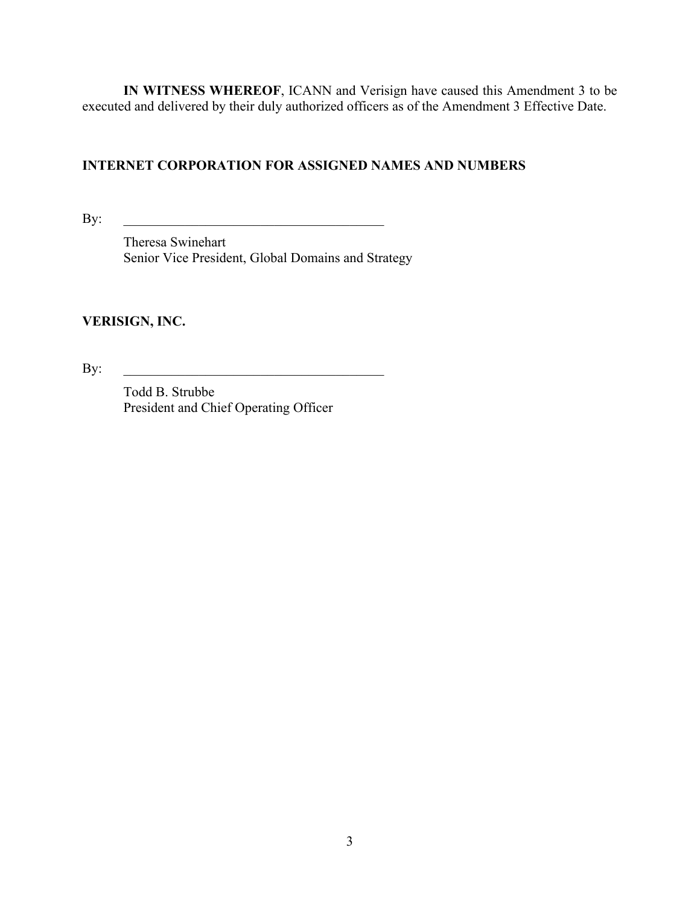**IN WITNESS WHEREOF**, ICANN and Verisign have caused this Amendment 3 to be executed and delivered by their duly authorized officers as of the Amendment 3 Effective Date.

**INTERNET CORPORATION FOR ASSIGNED NAMES AND NUMBERS**

By: \_\_\_\_\_\_\_\_\_\_\_\_\_\_\_\_\_\_\_\_\_\_\_\_\_\_\_\_\_\_\_\_\_\_\_\_\_\_\_\_

Theresa Swinehart
Senior Vice President, Global Domains and Strategy

**VERISIGN, INC.**

By: \_\_\_\_\_\_\_\_\_\_\_\_\_\_\_\_\_\_\_\_\_\_\_\_\_\_\_\_\_\_\_\_\_\_\_\_\_\_\_\_

Todd B. Strubbe
President and Chief Operating Officer